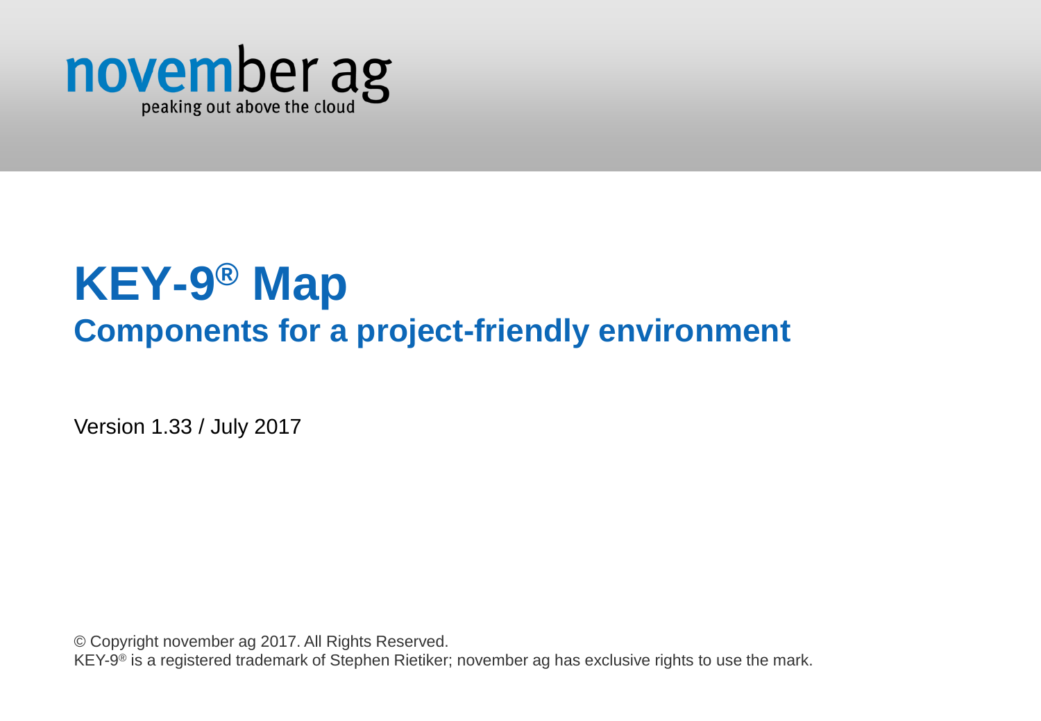november ag

peaking out above the cloud

# KEY-9® Map

## Components for a project-friendly environment

Version 1.33 / July 2017

© Copyright november ag 2017. All Rights Reserved.
KEY-9® is a registered trademark of Stephen Rietiker; november ag has exclusive rights to use the mark.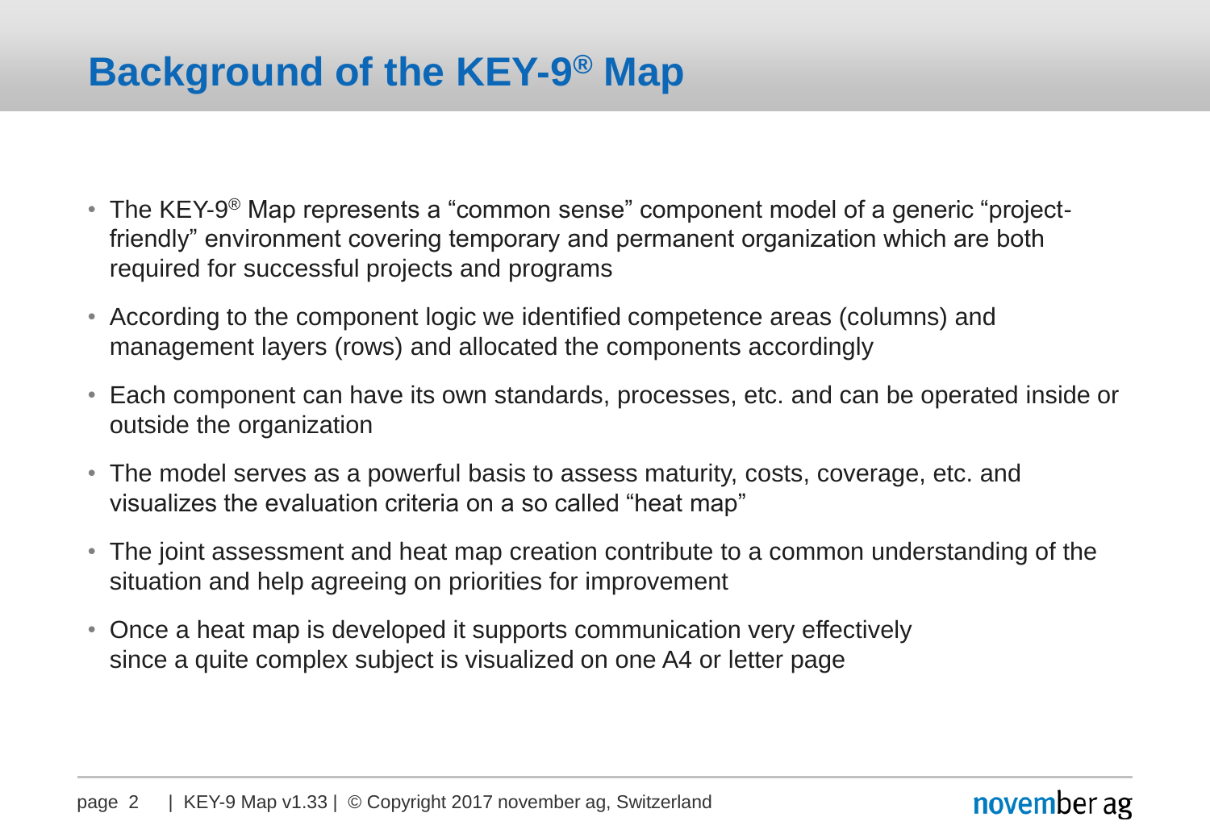# Background of the KEY-9® Map

- The KEY-9® Map represents a “common sense” component model of a generic “project-friendly” environment covering temporary and permanent organization which are both required for successful projects and programs
- According to the component logic we identified competence areas (columns) and management layers (rows) and allocated the components accordingly
- Each component can have its own standards, processes, etc. and can be operated inside or outside the organization
- The model serves as a powerful basis to assess maturity, costs, coverage, etc. and visualizes the evaluation criteria on a so called “heat map”
- The joint assessment and heat map creation contribute to a common understanding of the situation and help agreeing on priorities for improvement
- Once a heat map is developed it supports communication very effectively since a quite complex subject is visualized on one A4 or letter page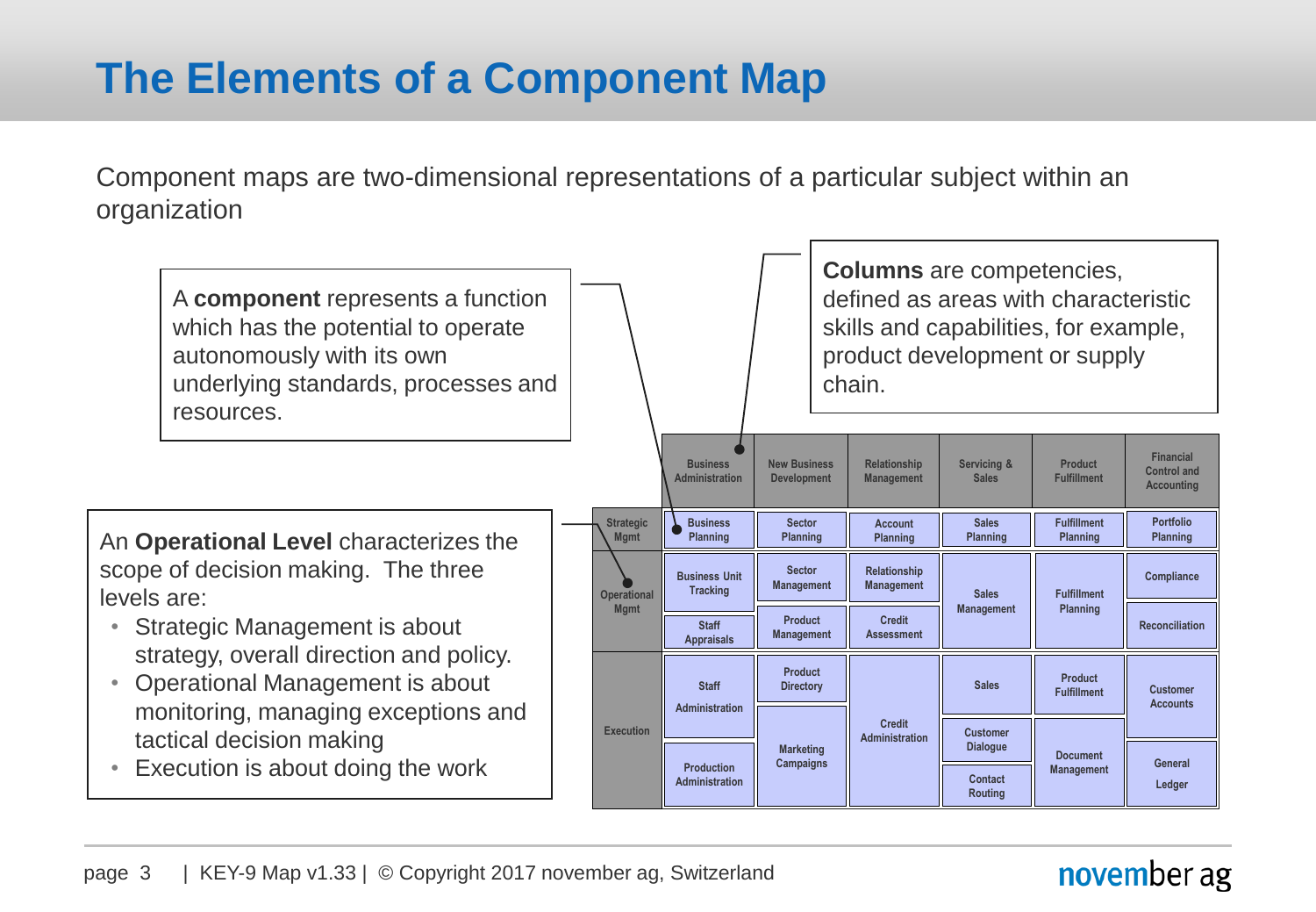# The Elements of a Component Map

Component maps are two-dimensional representations of a particular subject within an organization

A **component** represents a function which has the potential to operate autonomously with its own underlying standards, processes and resources.

**Columns** are competencies, defined as areas with characteristic skills and capabilities, for example, product development or supply chain.

An **Operational Level** characterizes the scope of decision making. The three levels are:

- Strategic Management is about strategy, overall direction and policy.
- Operational Management is about monitoring, managing exceptions and tactical decision making
- Execution is about doing the work

| | Business Administration | New Business Development | Relationship Management | Servicing & Sales | Product Fulfillment | Financial Control and Accounting |
|---|---|---|---|---|---|---|
| Strategic Mgmt | Business Planning | Sector Planning | Account Planning | Sales Planning | Fulfillment Planning | Portfolio Planning |
| Operational Mgmt | Business Unit Tracking; Staff Appraisals | Sector Management; Product Management | Relationship Management; Credit Assessment | Sales Management | Fulfillment Planning | Compliance; Reconciliation |
| Execution | Staff Administration; Production Administration | Product Directory; Marketing Campaigns | Credit Administration | Sales; Customer Dialogue; Contact Routing | Product Fulfillment; Document Management | Customer Accounts; General Ledger |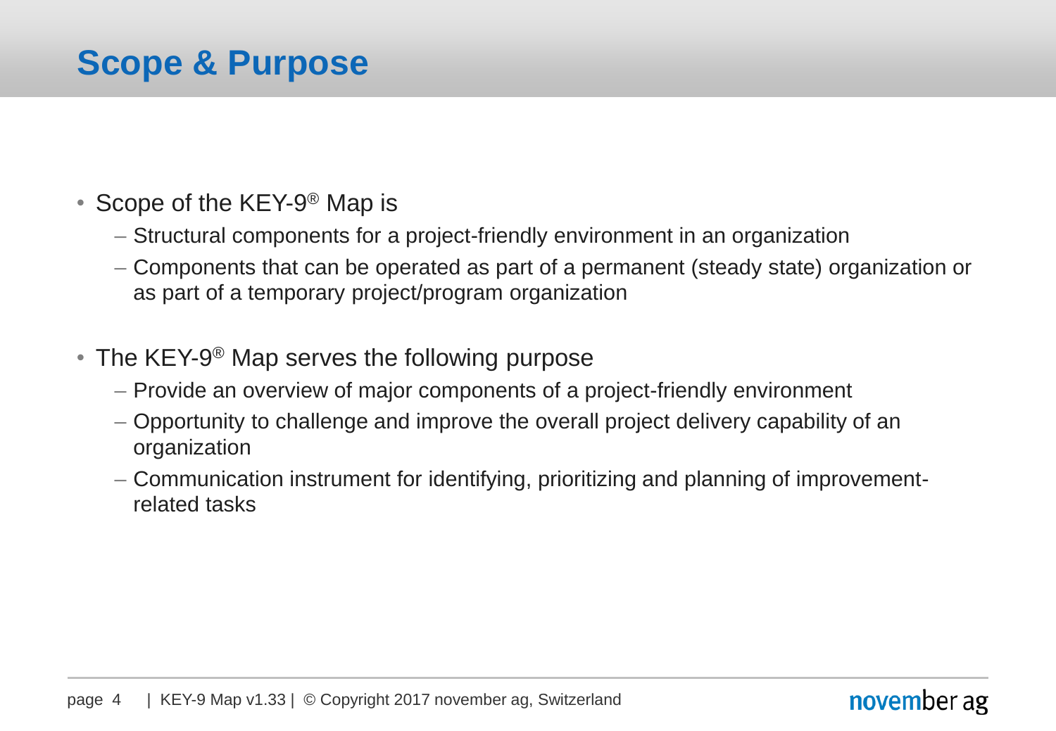# Scope & Purpose

- Scope of the KEY-9® Map is
  - Structural components for a project-friendly environment in an organization
  - Components that can be operated as part of a permanent (steady state) organization or as part of a temporary project/program organization
- The KEY-9® Map serves the following purpose
  - Provide an overview of major components of a project-friendly environment
  - Opportunity to challenge and improve the overall project delivery capability of an organization
  - Communication instrument for identifying, prioritizing and planning of improvement-related tasks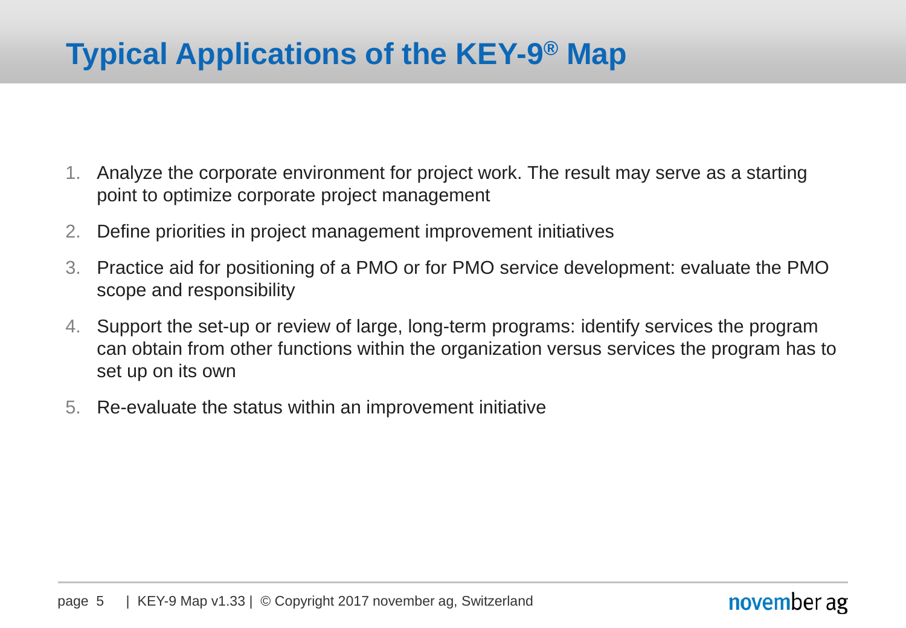# Typical Applications of the KEY-9® Map

1. Analyze the corporate environment for project work. The result may serve as a starting point to optimize corporate project management
2. Define priorities in project management improvement initiatives
3. Practice aid for positioning of a PMO or for PMO service development: evaluate the PMO scope and responsibility
4. Support the set-up or review of large, long-term programs: identify services the program can obtain from other functions within the organization versus services the program has to set up on its own
5. Re-evaluate the status within an improvement initiative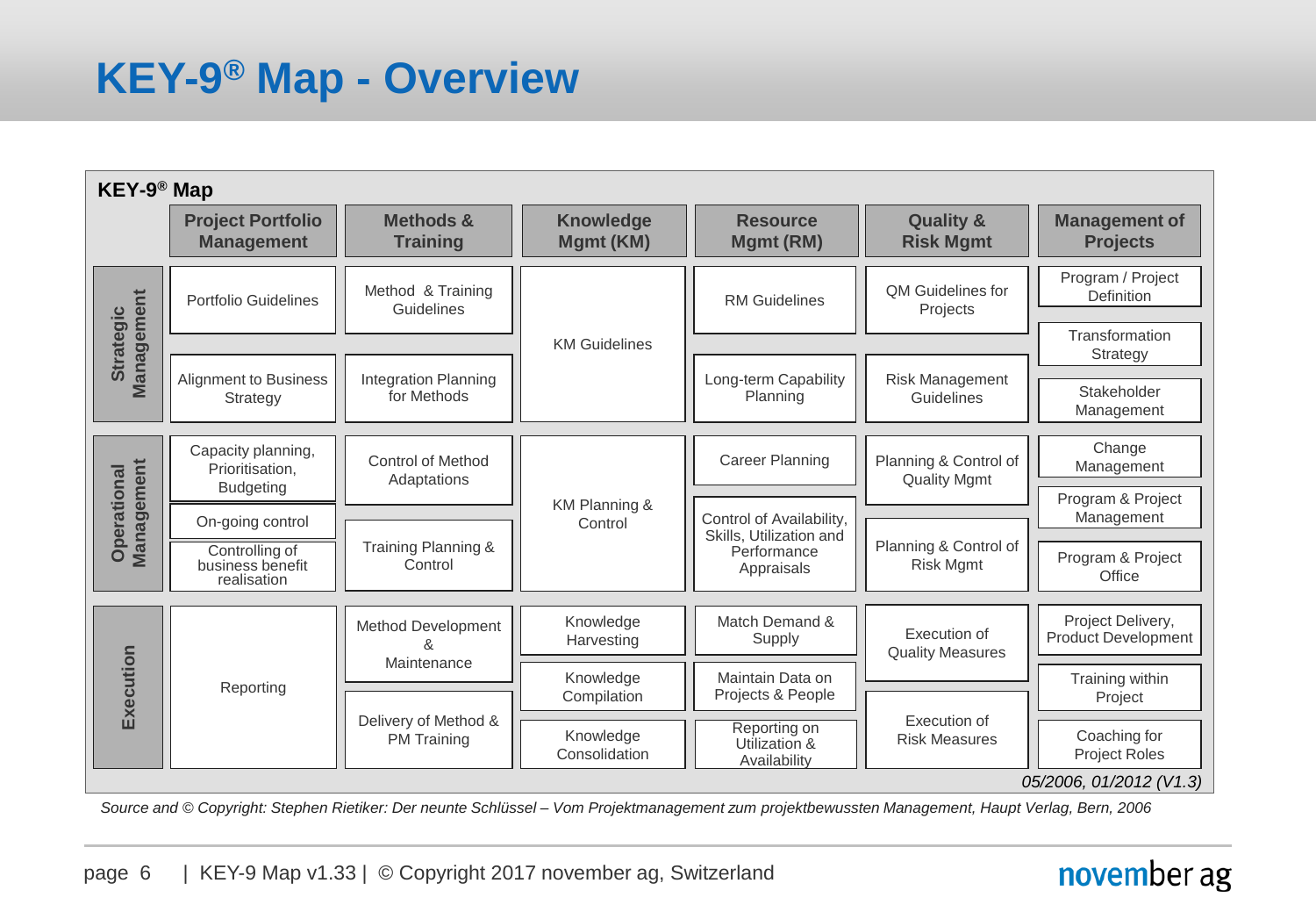# KEY-9® Map - Overview

**KEY-9® Map**

| | Project Portfolio Management | Methods & Training | Knowledge Mgmt (KM) | Resource Mgmt (RM) | Quality & Risk Mgmt | Management of Projects |
|---|---|---|---|---|---|---|
| **Strategic Management** | Portfolio Guidelines<br>Alignment to Business Strategy | Method & Training Guidelines<br>Integration Planning for Methods | KM Guidelines | RM Guidelines<br>Long-term Capability Planning | QM Guidelines for Projects<br>Risk Management Guidelines | Program / Project Definition<br>Transformation Strategy<br>Stakeholder Management |
| **Operational Management** | Capacity planning, Prioritisation, Budgeting<br>On-going control<br>Controlling of business benefit realisation | Control of Method Adaptations<br>Training Planning & Control | KM Planning & Control | Career Planning<br>Control of Availability, Skills, Utilization and Performance Appraisals | Planning & Control of Quality Mgmt<br>Planning & Control of Risk Mgmt | Change Management<br>Program & Project Management<br>Program & Project Office |
| **Execution** | Reporting | Method Development & Maintenance<br>Delivery of Method & PM Training | Knowledge Harvesting<br>Knowledge Compilation<br>Knowledge Consolidation | Match Demand & Supply<br>Maintain Data on Projects & People<br>Reporting on Utilization & Availability | Execution of Quality Measures<br>Execution of Risk Measures | Project Delivery, Product Development<br>Training within Project<br>Coaching for Project Roles |

*05/2006, 01/2012 (V1.3)*

*Source and © Copyright: Stephen Rietiker: Der neunte Schlüssel – Vom Projektmanagement zum projektbewussten Management, Haupt Verlag, Bern, 2006*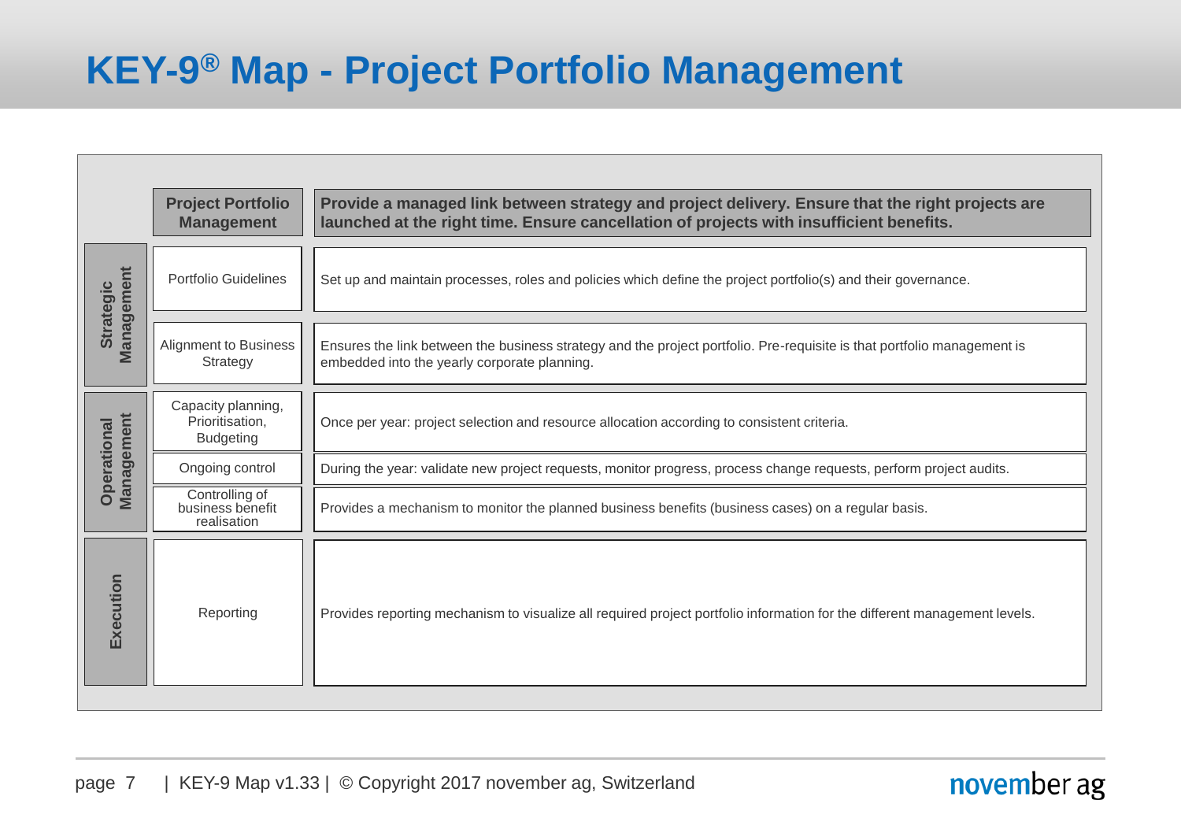# KEY-9® Map - Project Portfolio Management

| | **Project Portfolio Management** | **Provide a managed link between strategy and project delivery. Ensure that the right projects are launched at the right time. Ensure cancellation of projects with insufficient benefits.** |
|---|---|---|
| **Strategic Management** | Portfolio Guidelines | Set up and maintain processes, roles and policies which define the project portfolio(s) and their governance. |
| | Alignment to Business Strategy | Ensures the link between the business strategy and the project portfolio. Pre-requisite is that portfolio management is embedded into the yearly corporate planning. |
| **Operational Management** | Capacity planning, Prioritisation, Budgeting | Once per year: project selection and resource allocation according to consistent criteria. |
| | Ongoing control | During the year: validate new project requests, monitor progress, process change requests, perform project audits. |
| | Controlling of business benefit realisation | Provides a mechanism to monitor the planned business benefits (business cases) on a regular basis. |
| **Execution** | Reporting | Provides reporting mechanism to visualize all required project portfolio information for the different management levels. |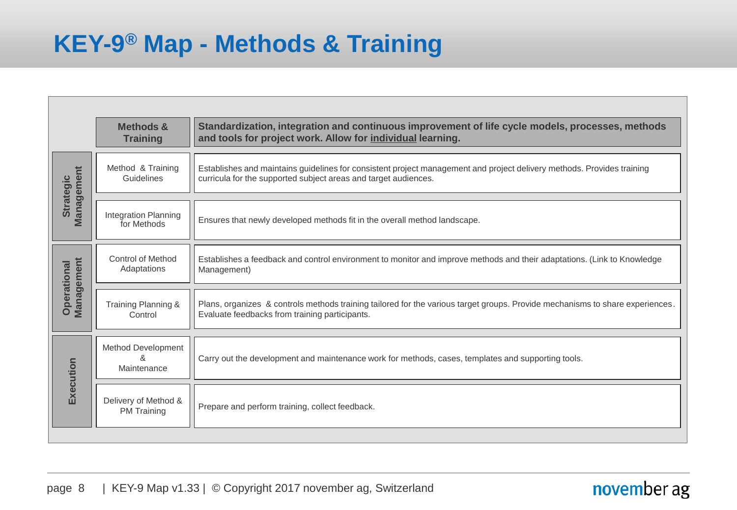# KEY-9® Map - Methods & Training

| | Methods & Training | Standardization, integration and continuous improvement of life cycle models, processes, methods and tools for project work. Allow for individual learning. |
|---|---|---|
| Strategic Management | Method & Training Guidelines | Establishes and maintains guidelines for consistent project management and project delivery methods. Provides training curricula for the supported subject areas and target audiences. |
| | Integration Planning for Methods | Ensures that newly developed methods fit in the overall method landscape. |
| Operational Management | Control of Method Adaptations | Establishes a feedback and control environment to monitor and improve methods and their adaptations. (Link to Knowledge Management) |
| | Training Planning & Control | Plans, organizes & controls methods training tailored for the various target groups. Provide mechanisms to share experiences. Evaluate feedbacks from training participants. |
| Execution | Method Development & Maintenance | Carry out the development and maintenance work for methods, cases, templates and supporting tools. |
| | Delivery of Method & PM Training | Prepare and perform training, collect feedback. |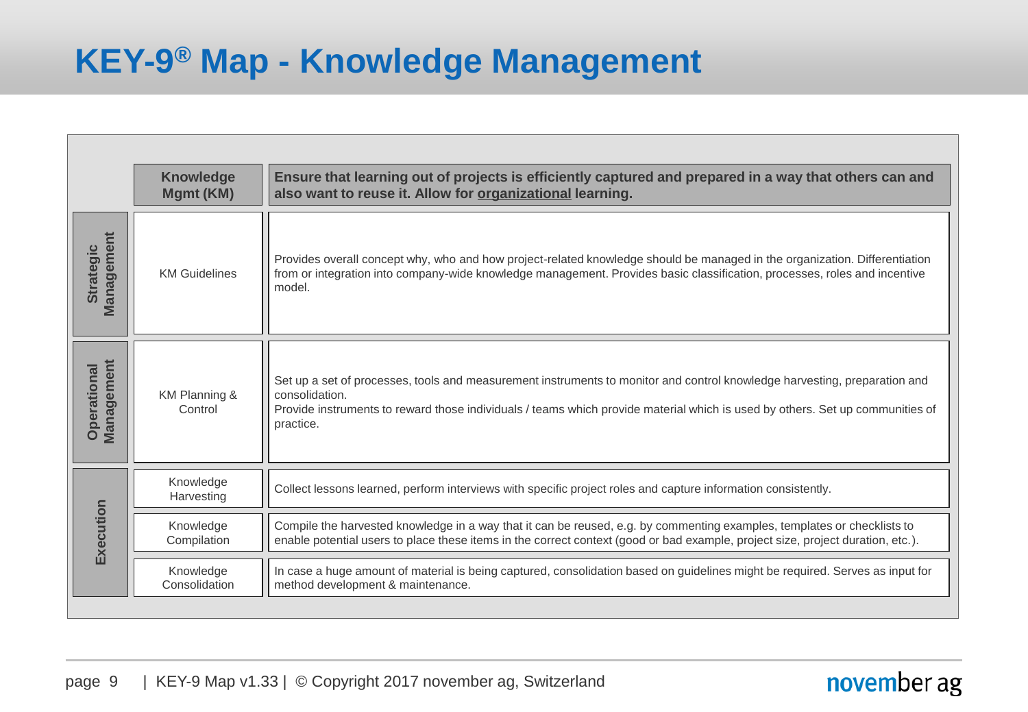# KEY-9® Map - Knowledge Management

| | **Knowledge Mgmt (KM)** | **Ensure that learning out of projects is efficiently captured and prepared in a way that others can and also want to reuse it. Allow for organizational learning.** |
|---|---|---|
| **Strategic Management** | KM Guidelines | Provides overall concept why, who and how project-related knowledge should be managed in the organization. Differentiation from or integration into company-wide knowledge management. Provides basic classification, processes, roles and incentive model. |
| **Operational Management** | KM Planning & Control | Set up a set of processes, tools and measurement instruments to monitor and control knowledge harvesting, preparation and consolidation. Provide instruments to reward those individuals / teams which provide material which is used by others. Set up communities of practice. |
| **Execution** | Knowledge Harvesting | Collect lessons learned, perform interviews with specific project roles and capture information consistently. |
| | Knowledge Compilation | Compile the harvested knowledge in a way that it can be reused, e.g. by commenting examples, templates or checklists to enable potential users to place these items in the correct context (good or bad example, project size, project duration, etc.). |
| | Knowledge Consolidation | In case a huge amount of material is being captured, consolidation based on guidelines might be required. Serves as input for method development & maintenance. |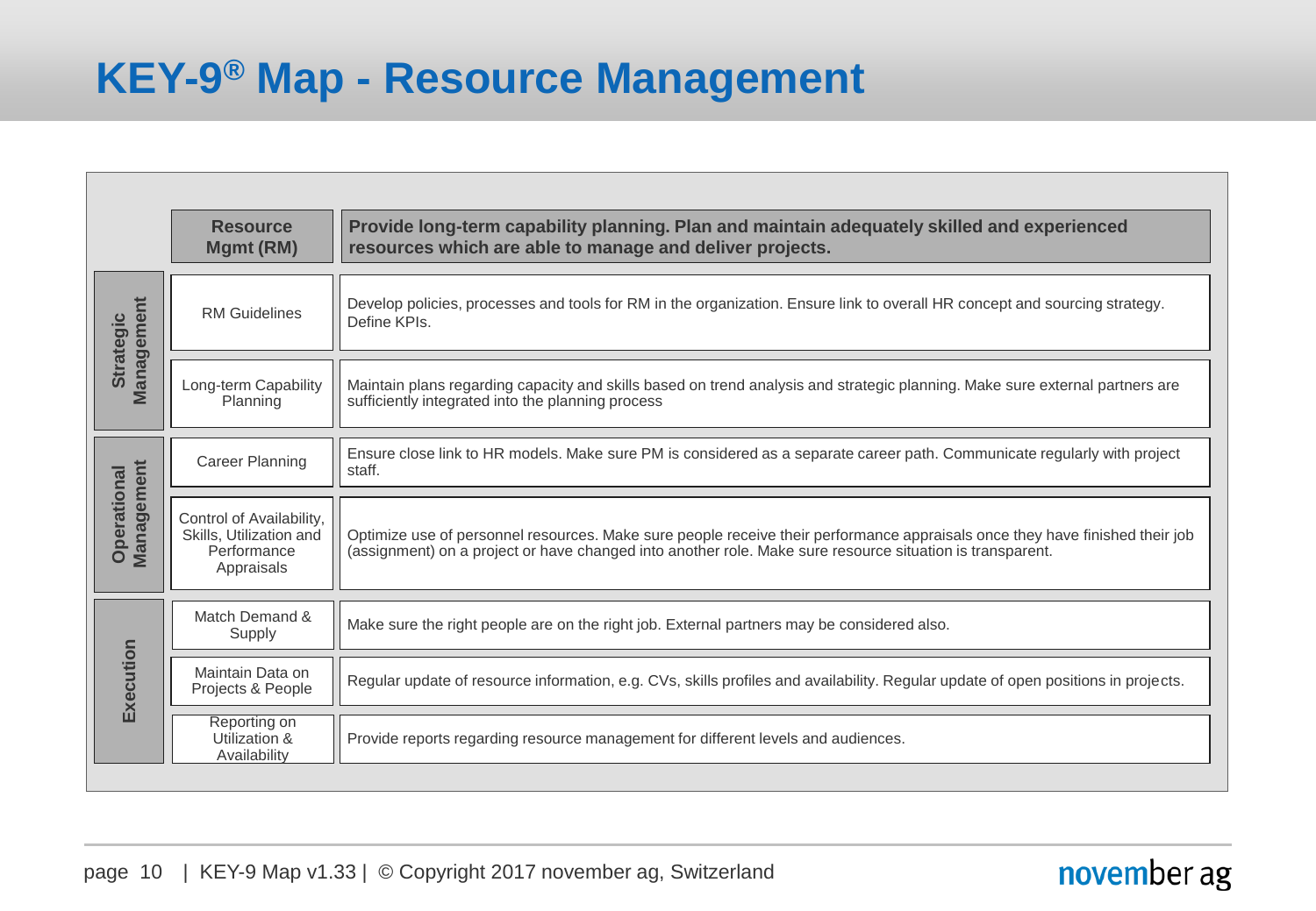# KEY-9® Map - Resource Management

| | Resource Mgmt (RM) | Provide long-term capability planning. Plan and maintain adequately skilled and experienced resources which are able to manage and deliver projects. |
|---|---|---|
| Strategic Management | RM Guidelines | Develop policies, processes and tools for RM in the organization. Ensure link to overall HR concept and sourcing strategy. Define KPIs. |
| | Long-term Capability Planning | Maintain plans regarding capacity and skills based on trend analysis and strategic planning. Make sure external partners are sufficiently integrated into the planning process |
| Operational Management | Career Planning | Ensure close link to HR models. Make sure PM is considered as a separate career path. Communicate regularly with project staff. |
| | Control of Availability, Skills, Utilization and Performance Appraisals | Optimize use of personnel resources. Make sure people receive their performance appraisals once they have finished their job (assignment) on a project or have changed into another role. Make sure resource situation is transparent. |
| Execution | Match Demand & Supply | Make sure the right people are on the right job. External partners may be considered also. |
| | Maintain Data on Projects & People | Regular update of resource information, e.g. CVs, skills profiles and availability. Regular update of open positions in projects. |
| | Reporting on Utilization & Availability | Provide reports regarding resource management for different levels and audiences. |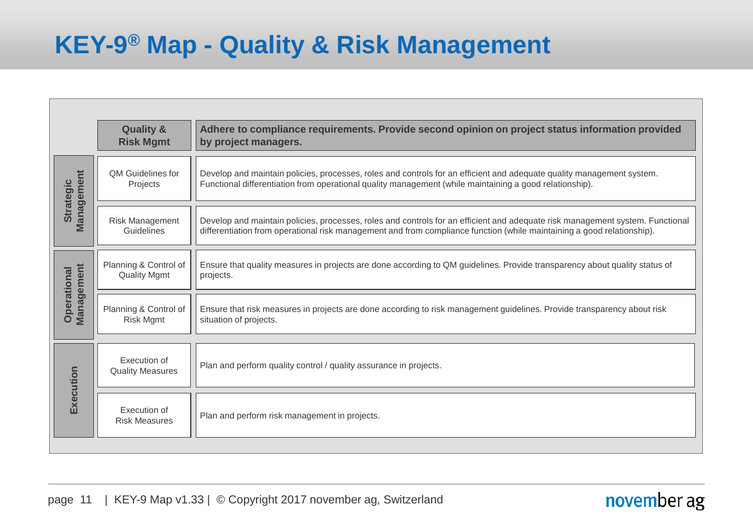# KEY-9® Map - Quality & Risk Management

| | **Quality & Risk Mgmt** | **Adhere to compliance requirements. Provide second opinion on project status information provided by project managers.** |
|---|---|---|
| **Strategic Management** | QM Guidelines for Projects | Develop and maintain policies, processes, roles and controls for an efficient and adequate quality management system. Functional differentiation from operational quality management (while maintaining a good relationship). |
| | Risk Management Guidelines | Develop and maintain policies, processes, roles and controls for an efficient and adequate risk management system. Functional differentiation from operational risk management and from compliance function (while maintaining a good relationship). |
| **Operational Management** | Planning & Control of Quality Mgmt | Ensure that quality measures in projects are done according to QM guidelines. Provide transparency about quality status of projects. |
| | Planning & Control of Risk Mgmt | Ensure that risk measures in projects are done according to risk management guidelines. Provide transparency about risk situation of projects. |
| **Execution** | Execution of Quality Measures | Plan and perform quality control / quality assurance in projects. |
| | Execution of Risk Measures | Plan and perform risk management in projects. |

| KEY-9 Map v1.33 | © Copyright 2017 november ag, Switzerland

november ag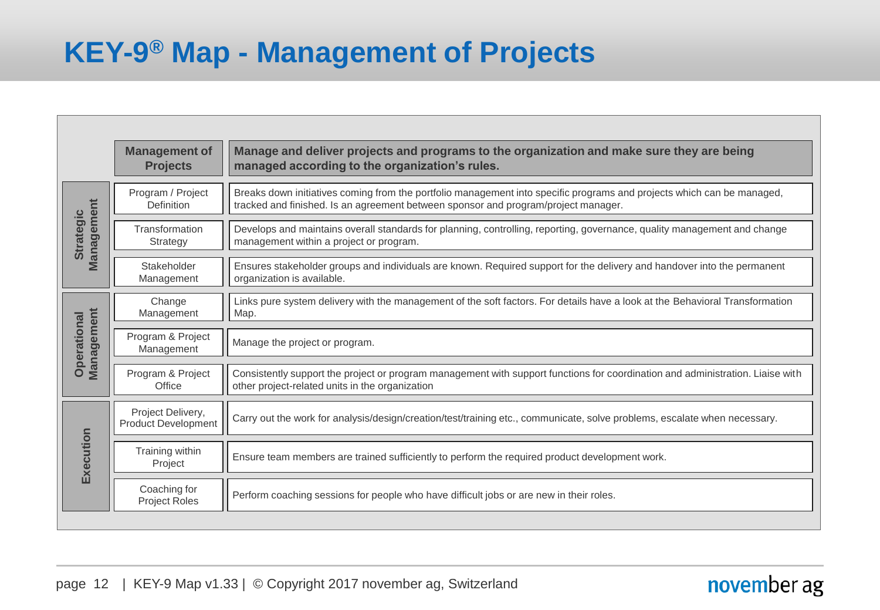# KEY-9® Map - Management of Projects

| | Management of Projects | Manage and deliver projects and programs to the organization and make sure they are being managed according to the organization's rules. |
|---|---|---|
| Strategic Management | Program / Project Definition | Breaks down initiatives coming from the portfolio management into specific programs and projects which can be managed, tracked and finished. Is an agreement between sponsor and program/project manager. |
| | Transformation Strategy | Develops and maintains overall standards for planning, controlling, reporting, governance, quality management and change management within a project or program. |
| | Stakeholder Management | Ensures stakeholder groups and individuals are known. Required support for the delivery and handover into the permanent organization is available. |
| Operational Management | Change Management | Links pure system delivery with the management of the soft factors. For details have a look at the Behavioral Transformation Map. |
| | Program & Project Management | Manage the project or program. |
| | Program & Project Office | Consistently support the project or program management with support functions for coordination and administration. Liaise with other project-related units in the organization |
| Execution | Project Delivery, Product Development | Carry out the work for analysis/design/creation/test/training etc., communicate, solve problems, escalate when necessary. |
| | Training within Project | Ensure team members are trained sufficiently to perform the required product development work. |
| | Coaching for Project Roles | Perform coaching sessions for people who have difficult jobs or are new in their roles. |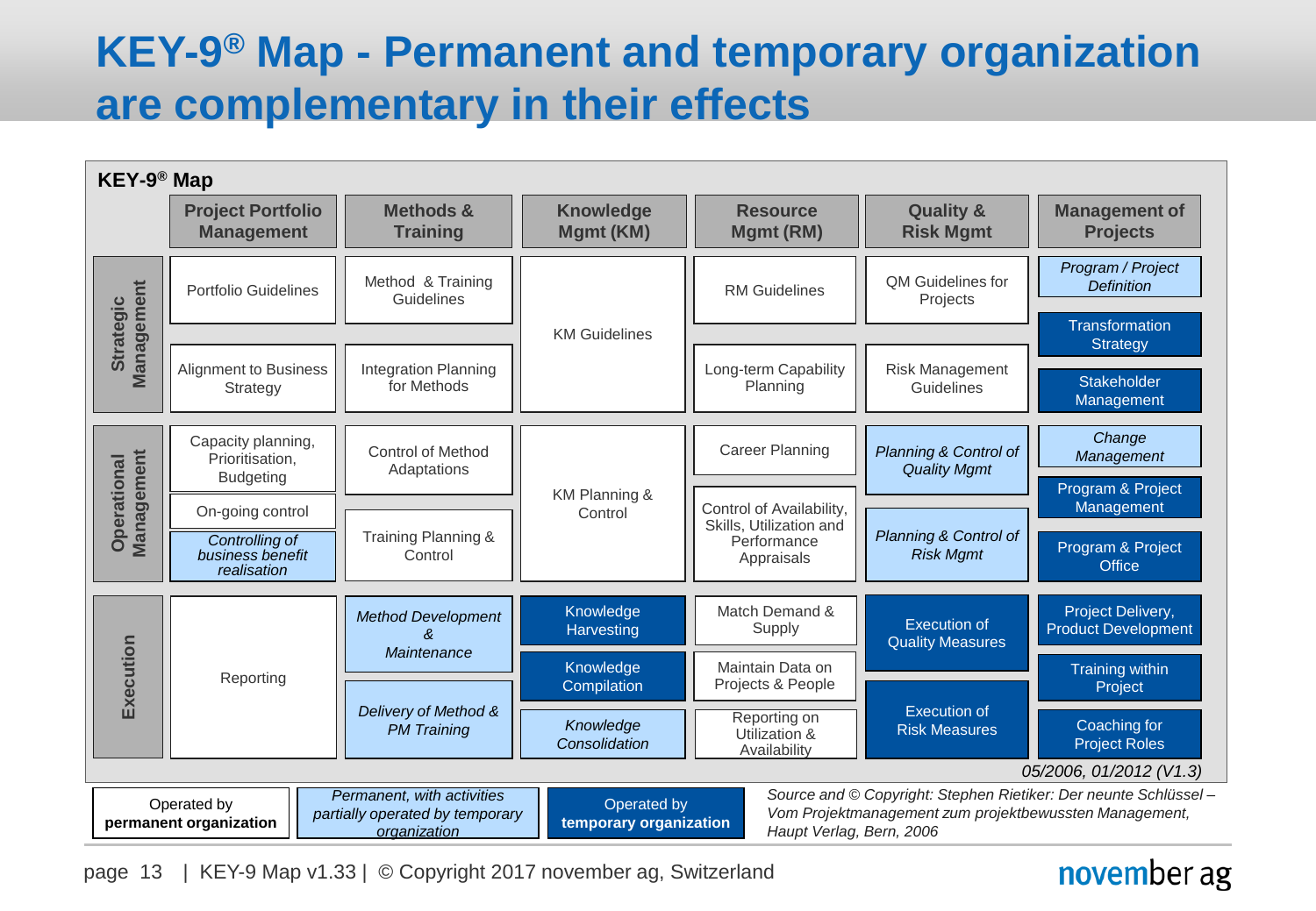# KEY-9® Map - Permanent and temporary organization are complementary in their effects

**KEY-9® Map**

| | Project Portfolio Management | Methods & Training | Knowledge Mgmt (KM) | Resource Mgmt (RM) | Quality & Risk Mgmt | Management of Projects |
|---|---|---|---|---|---|---|
| **Strategic Management** | Portfolio Guidelines<br>Alignment to Business Strategy | Method & Training Guidelines<br>Integration Planning for Methods | KM Guidelines | RM Guidelines<br>Long-term Capability Planning | QM Guidelines for Projects<br>Risk Management Guidelines | *Program / Project Definition*<br>Transformation Strategy<br>Stakeholder Management |
| **Operational Management** | Capacity planning, Prioritisation, Budgeting<br>On-going control<br>*Controlling of business benefit realisation* | Control of Method Adaptations<br>Training Planning & Control | KM Planning & Control | Career Planning<br>Control of Availability, Skills, Utilization and Performance Appraisals | *Planning & Control of Quality Mgmt*<br>*Planning & Control of Risk Mgmt* | *Change Management*<br>Program & Project Management<br>Program & Project Office |
| **Execution** | Reporting | *Method Development & Maintenance*<br>*Delivery of Method & PM Training* | Knowledge Harvesting<br>Knowledge Compilation<br>*Knowledge Consolidation* | Match Demand & Supply<br>Maintain Data on Projects & People<br>Reporting on Utilization & Availability | Execution of Quality Measures<br>Execution of Risk Measures | Project Delivery, Product Development<br>Training within Project<br>Coaching for Project Roles |

*05/2006, 01/2012 (V1.3)*

Legend:
- Operated by **permanent organization**
- *Permanent, with activities partially operated by temporary organization*
- Operated by **temporary organization**

*Source and © Copyright: Stephen Rietiker: Der neunte Schlüssel – Vom Projektmanagement zum projektbewussten Management, Haupt Verlag, Bern, 2006*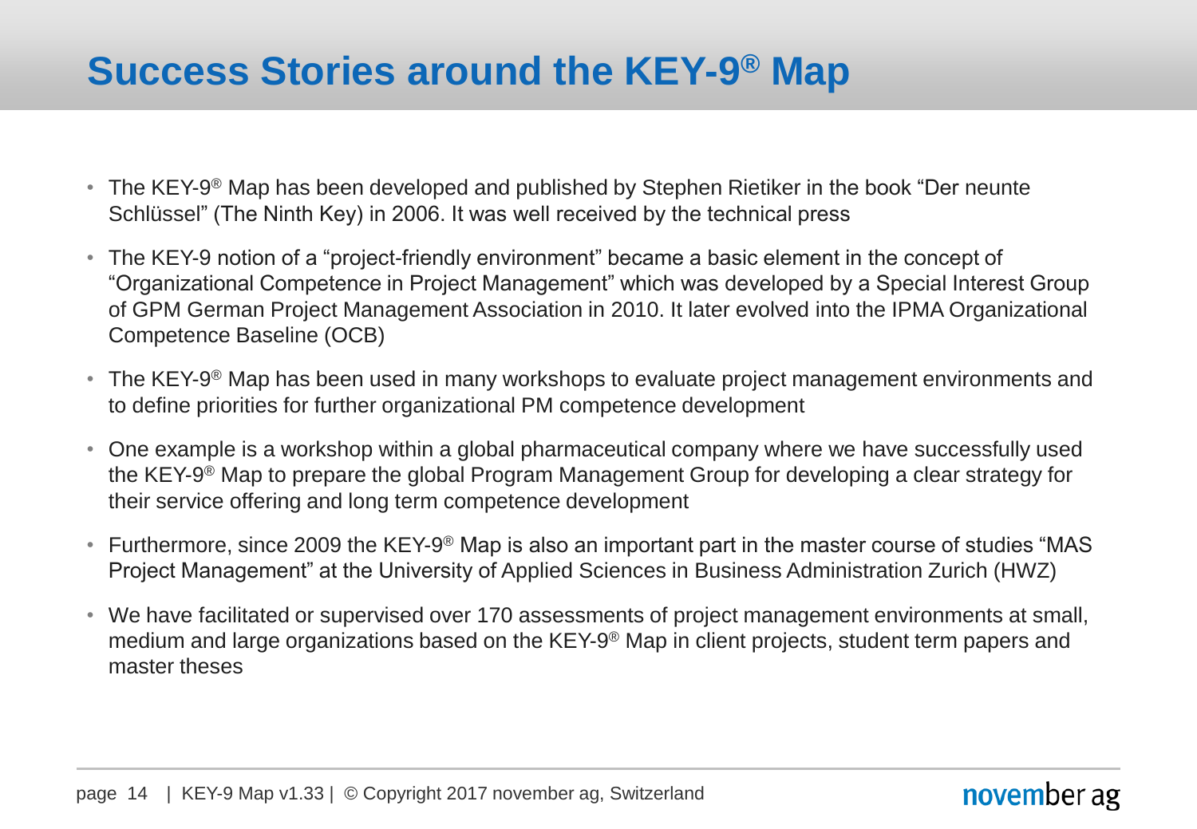# Success Stories around the KEY-9® Map

- The KEY-9® Map has been developed and published by Stephen Rietiker in the book "Der neunte Schlüssel" (The Ninth Key) in 2006. It was well received by the technical press
- The KEY-9 notion of a "project-friendly environment" became a basic element in the concept of "Organizational Competence in Project Management" which was developed by a Special Interest Group of GPM German Project Management Association in 2010. It later evolved into the IPMA Organizational Competence Baseline (OCB)
- The KEY-9® Map has been used in many workshops to evaluate project management environments and to define priorities for further organizational PM competence development
- One example is a workshop within a global pharmaceutical company where we have successfully used the KEY-9® Map to prepare the global Program Management Group for developing a clear strategy for their service offering and long term competence development
- Furthermore, since 2009 the KEY-9® Map is also an important part in the master course of studies "MAS Project Management" at the University of Applied Sciences in Business Administration Zurich (HWZ)
- We have facilitated or supervised over 170 assessments of project management environments at small, medium and large organizations based on the KEY-9® Map in client projects, student term papers and master theses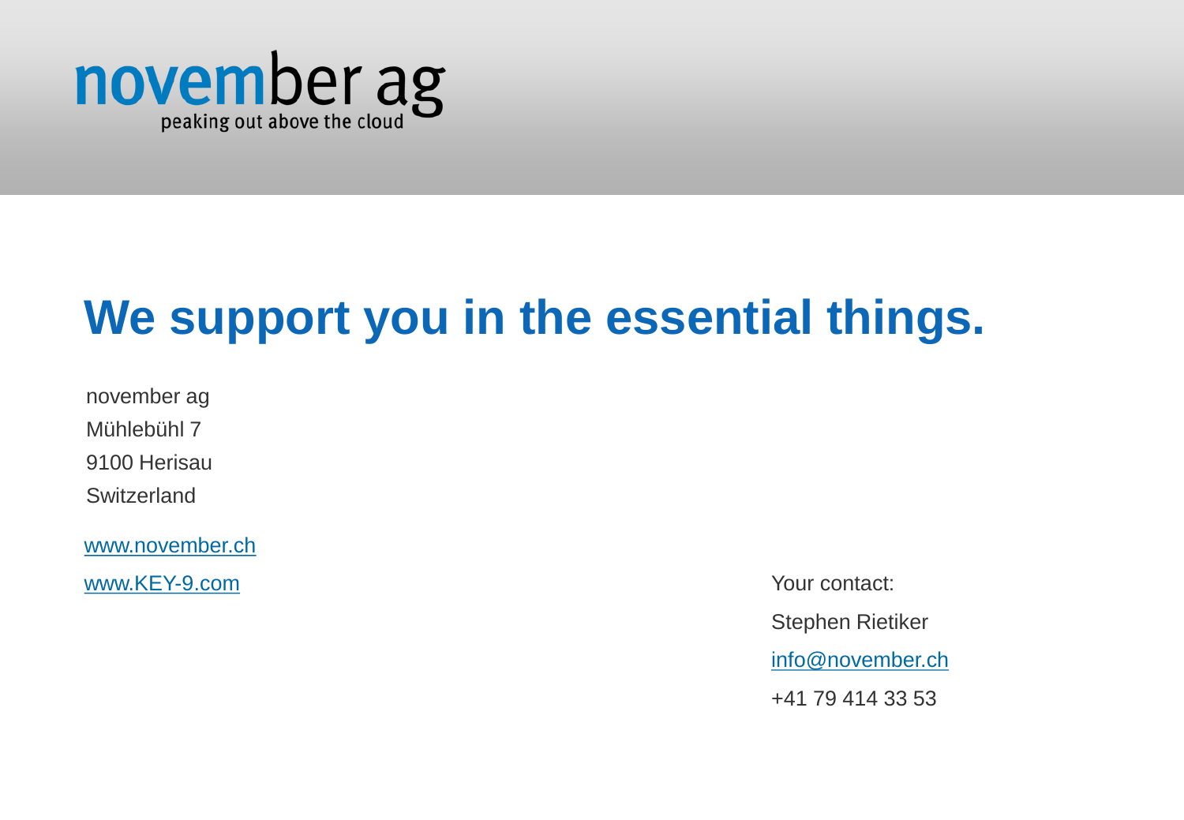november ag
peaking out above the cloud

# We support you in the essential things.

november ag
Mühlebühl 7
9100 Herisau
Switzerland

www.november.ch
www.KEY-9.com

Your contact:
Stephen Rietiker
info@november.ch
+41 79 414 33 53